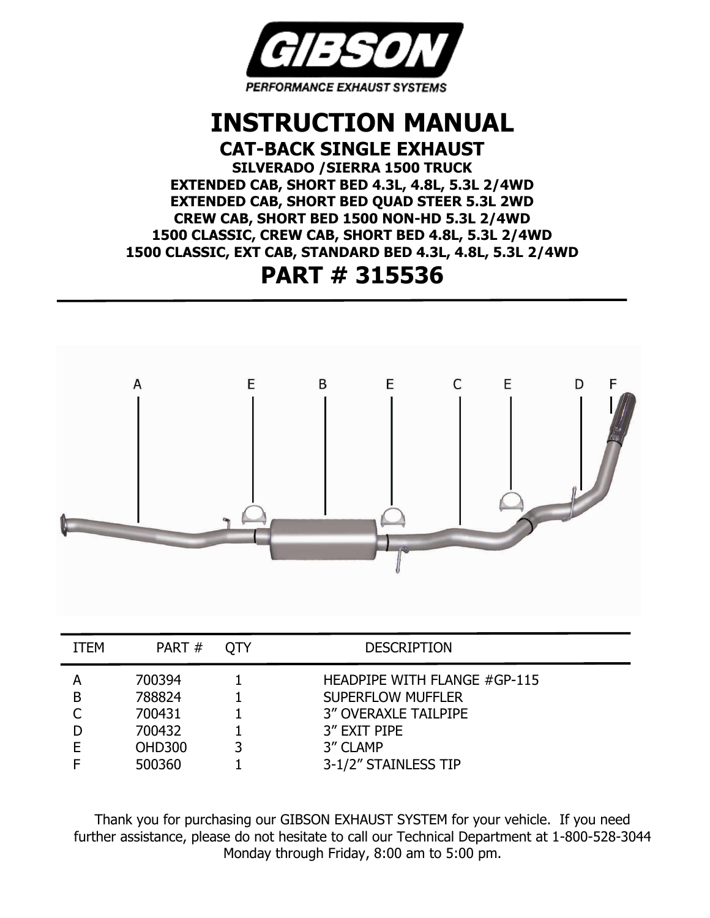GIBSON

PERFORMANCE EXHAUST SYSTEMS

# INSTRUCTION MANUAL

## CAT-BACK SINGLE EXHAUST

**SILVERADO /SIERRA 1500 TRUCK**
**EXTENDED CAB, SHORT BED 4.3L, 4.8L, 5.3L 2/4WD**
**EXTENDED CAB, SHORT BED QUAD STEER 5.3L 2WD**
**CREW CAB, SHORT BED 1500 NON-HD 5.3L 2/4WD**
**1500 CLASSIC, CREW CAB, SHORT BED 4.8L, 5.3L 2/4WD**
**1500 CLASSIC, EXT CAB, STANDARD BED 4.3L, 4.8L, 5.3L 2/4WD**

# PART # 315536

| ITEM | PART # | QTY | DESCRIPTION |
|---|---|---|---|
| A | 700394 | 1 | HEADPIPE WITH FLANGE #GP-115 |
| B | 788824 | 1 | SUPERFLOW MUFFLER |
| C | 700431 | 1 | 3" OVERAXLE TAILPIPE |
| D | 700432 | 1 | 3" EXIT PIPE |
| E | OHD300 | 3 | 3" CLAMP |
| F | 500360 | 1 | 3-1/2" STAINLESS TIP |

Thank you for purchasing our GIBSON EXHAUST SYSTEM for your vehicle. If you need further assistance, please do not hesitate to call our Technical Department at 1-800-528-3044 Monday through Friday, 8:00 am to 5:00 pm.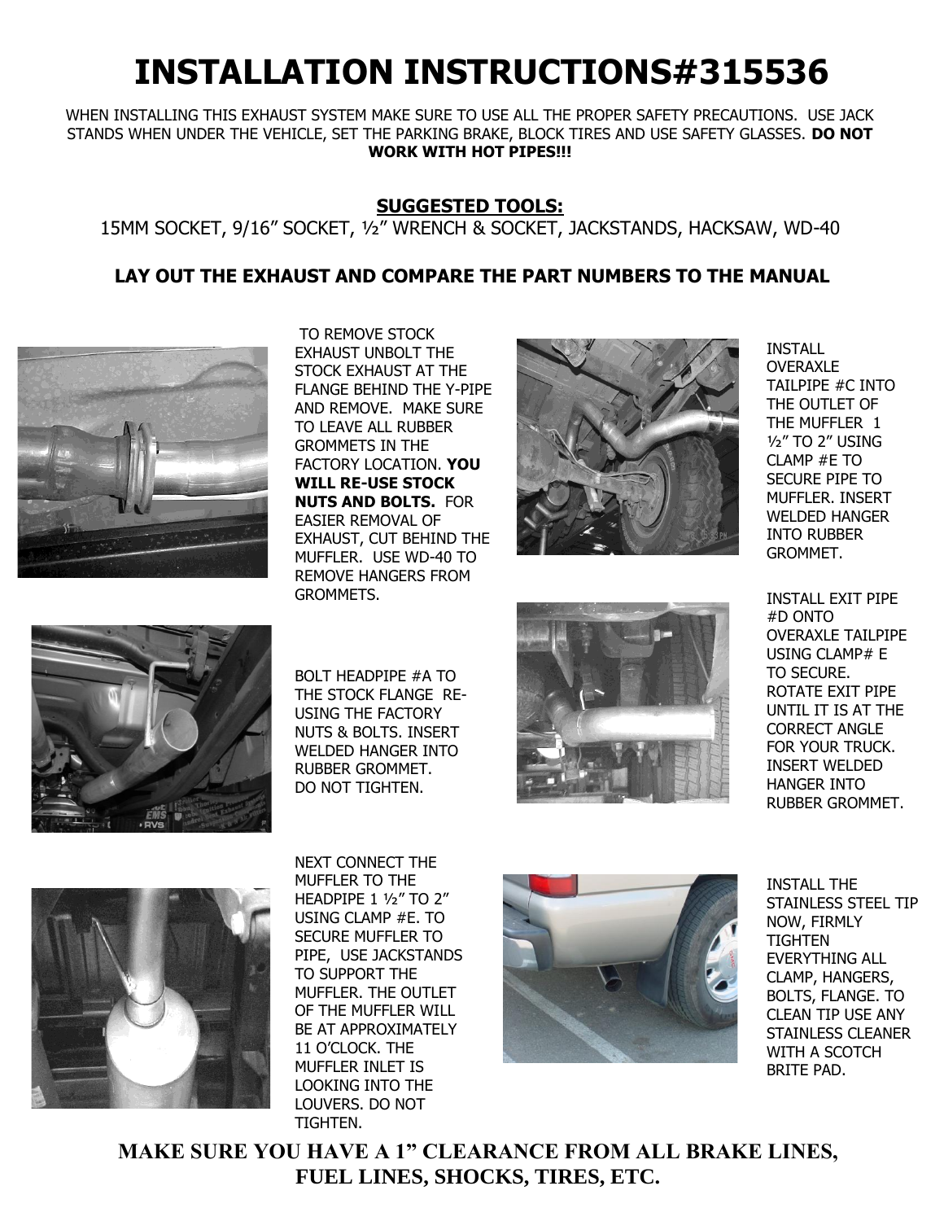# INSTALLATION INSTRUCTIONS#315536

WHEN INSTALLING THIS EXHAUST SYSTEM MAKE SURE TO USE ALL THE PROPER SAFETY PRECAUTIONS. USE JACK STANDS WHEN UNDER THE VEHICLE, SET THE PARKING BRAKE, BLOCK TIRES AND USE SAFETY GLASSES. **DO NOT WORK WITH HOT PIPES!!!**

**SUGGESTED TOOLS:**

15MM SOCKET, 9/16" SOCKET, ½" WRENCH & SOCKET, JACKSTANDS, HACKSAW, WD-40

**LAY OUT THE EXHAUST AND COMPARE THE PART NUMBERS TO THE MANUAL**

TO REMOVE STOCK EXHAUST UNBOLT THE STOCK EXHAUST AT THE FLANGE BEHIND THE Y-PIPE AND REMOVE. MAKE SURE TO LEAVE ALL RUBBER GROMMETS IN THE FACTORY LOCATION. **YOU WILL RE-USE STOCK NUTS AND BOLTS.** FOR EASIER REMOVAL OF EXHAUST, CUT BEHIND THE MUFFLER. USE WD-40 TO REMOVE HANGERS FROM GROMMETS.

BOLT HEADPIPE #A TO THE STOCK FLANGE RE-USING THE FACTORY NUTS & BOLTS. INSERT WELDED HANGER INTO RUBBER GROMMET. DO NOT TIGHTEN.

NEXT CONNECT THE MUFFLER TO THE HEADPIPE 1 ½" TO 2" USING CLAMP #E. TO SECURE MUFFLER TO PIPE, USE JACKSTANDS TO SUPPORT THE MUFFLER. THE OUTLET OF THE MUFFLER WILL BE AT APPROXIMATELY 11 O'CLOCK. THE MUFFLER INLET IS LOOKING INTO THE LOUVERS. DO NOT TIGHTEN.

INSTALL OVERAXLE TAILPIPE #C INTO THE OUTLET OF THE MUFFLER 1 ½" TO 2" USING CLAMP #E TO SECURE PIPE TO MUFFLER. INSERT WELDED HANGER INTO RUBBER GROMMET.

INSTALL EXIT PIPE #D ONTO OVERAXLE TAILPIPE USING CLAMP# E TO SECURE. ROTATE EXIT PIPE UNTIL IT IS AT THE CORRECT ANGLE FOR YOUR TRUCK. INSERT WELDED HANGER INTO RUBBER GROMMET.

INSTALL THE STAINLESS STEEL TIP NOW, FIRMLY TIGHTEN EVERYTHING ALL CLAMP, HANGERS, BOLTS, FLANGE. TO CLEAN TIP USE ANY STAINLESS CLEANER WITH A SCOTCH BRITE PAD.

**MAKE SURE YOU HAVE A 1" CLEARANCE FROM ALL BRAKE LINES, FUEL LINES, SHOCKS, TIRES, ETC.**